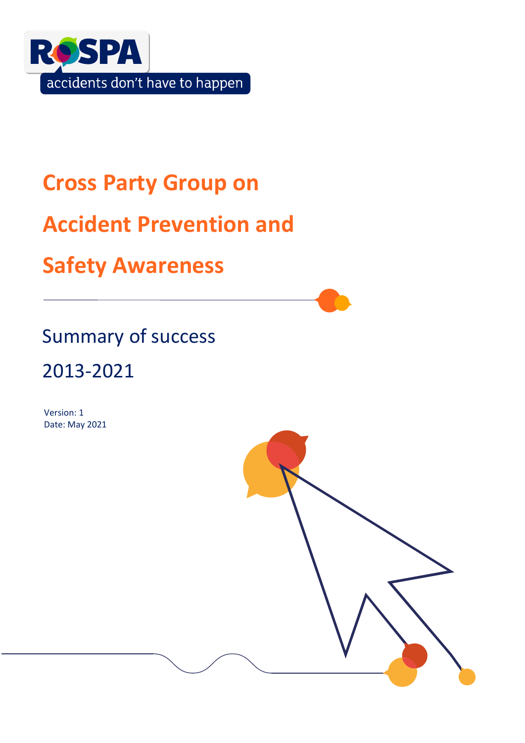RoSPA

accidents don't have to happen

# Cross Party Group on Accident Prevention and Safety Awareness

## Summary of success

## 2013-2021

Version: 1
Date: May 2021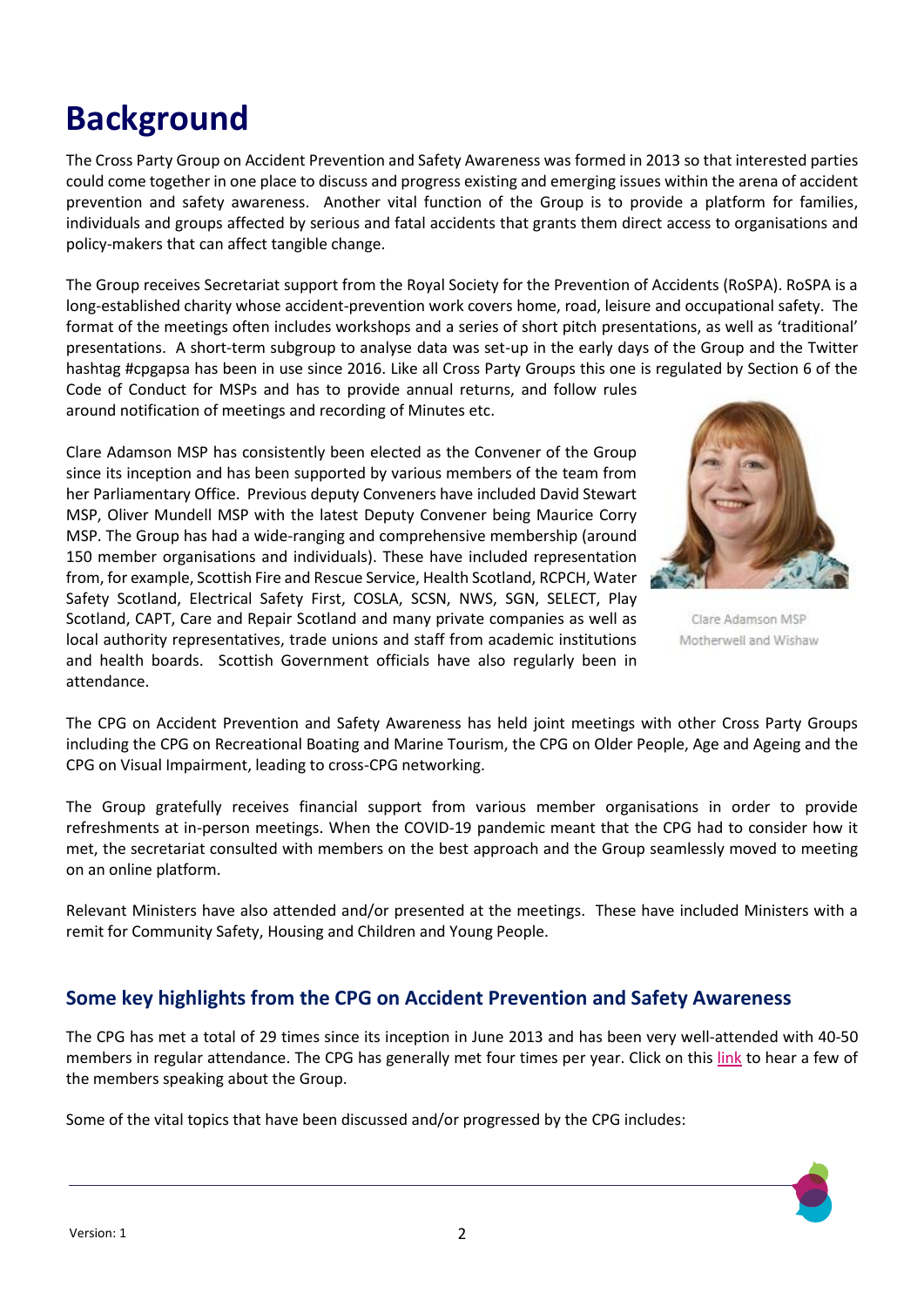# Background

The Cross Party Group on Accident Prevention and Safety Awareness was formed in 2013 so that interested parties could come together in one place to discuss and progress existing and emerging issues within the arena of accident prevention and safety awareness. Another vital function of the Group is to provide a platform for families, individuals and groups affected by serious and fatal accidents that grants them direct access to organisations and policy-makers that can affect tangible change.

The Group receives Secretariat support from the Royal Society for the Prevention of Accidents (RoSPA). RoSPA is a long-established charity whose accident-prevention work covers home, road, leisure and occupational safety. The format of the meetings often includes workshops and a series of short pitch presentations, as well as 'traditional' presentations. A short-term subgroup to analyse data was set-up in the early days of the Group and the Twitter hashtag #cpgapsa has been in use since 2016. Like all Cross Party Groups this one is regulated by Section 6 of the Code of Conduct for MSPs and has to provide annual returns, and follow rules around notification of meetings and recording of Minutes etc.

Clare Adamson MSP has consistently been elected as the Convener of the Group since its inception and has been supported by various members of the team from her Parliamentary Office. Previous deputy Conveners have included David Stewart MSP, Oliver Mundell MSP with the latest Deputy Convener being Maurice Corry MSP. The Group has had a wide-ranging and comprehensive membership (around 150 member organisations and individuals). These have included representation from, for example, Scottish Fire and Rescue Service, Health Scotland, RCPCH, Water Safety Scotland, Electrical Safety First, COSLA, SCSN, NWS, SGN, SELECT, Play Scotland, CAPT, Care and Repair Scotland and many private companies as well as local authority representatives, trade unions and staff from academic institutions and health boards. Scottish Government officials have also regularly been in attendance.

Clare Adamson MSP
Motherwell and Wishaw

The CPG on Accident Prevention and Safety Awareness has held joint meetings with other Cross Party Groups including the CPG on Recreational Boating and Marine Tourism, the CPG on Older People, Age and Ageing and the CPG on Visual Impairment, leading to cross-CPG networking.

The Group gratefully receives financial support from various member organisations in order to provide refreshments at in-person meetings. When the COVID-19 pandemic meant that the CPG had to consider how it met, the secretariat consulted with members on the best approach and the Group seamlessly moved to meeting on an online platform.

Relevant Ministers have also attended and/or presented at the meetings. These have included Ministers with a remit for Community Safety, Housing and Children and Young People.

## Some key highlights from the CPG on Accident Prevention and Safety Awareness

The CPG has met a total of 29 times since its inception in June 2013 and has been very well-attended with 40-50 members in regular attendance. The CPG has generally met four times per year. Click on this link to hear a few of the members speaking about the Group.

Some of the vital topics that have been discussed and/or progressed by the CPG includes: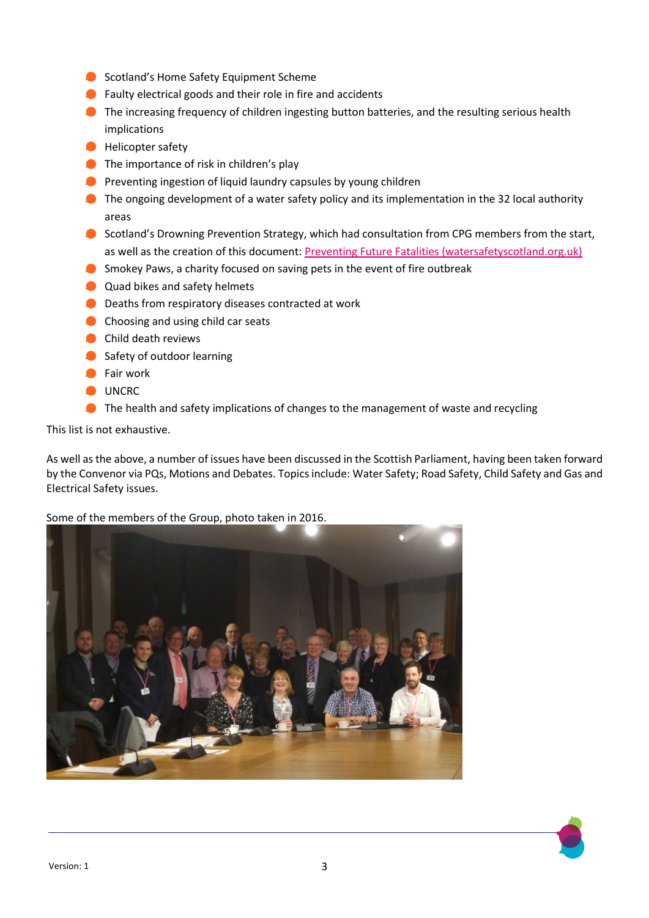- Scotland's Home Safety Equipment Scheme
- Faulty electrical goods and their role in fire and accidents
- The increasing frequency of children ingesting button batteries, and the resulting serious health implications
- Helicopter safety
- The importance of risk in children's play
- Preventing ingestion of liquid laundry capsules by young children
- The ongoing development of a water safety policy and its implementation in the 32 local authority areas
- Scotland's Drowning Prevention Strategy, which had consultation from CPG members from the start, as well as the creation of this document: Preventing Future Fatalities (watersafetyscotland.org.uk)
- Smokey Paws, a charity focused on saving pets in the event of fire outbreak
- Quad bikes and safety helmets
- Deaths from respiratory diseases contracted at work
- Choosing and using child car seats
- Child death reviews
- Safety of outdoor learning
- Fair work
- UNCRC
- The health and safety implications of changes to the management of waste and recycling

This list is not exhaustive.

As well as the above, a number of issues have been discussed in the Scottish Parliament, having been taken forward by the Convenor via PQs, Motions and Debates. Topics include: Water Safety; Road Safety, Child Safety and Gas and Electrical Safety issues.

Some of the members of the Group, photo taken in 2016.

Version: 1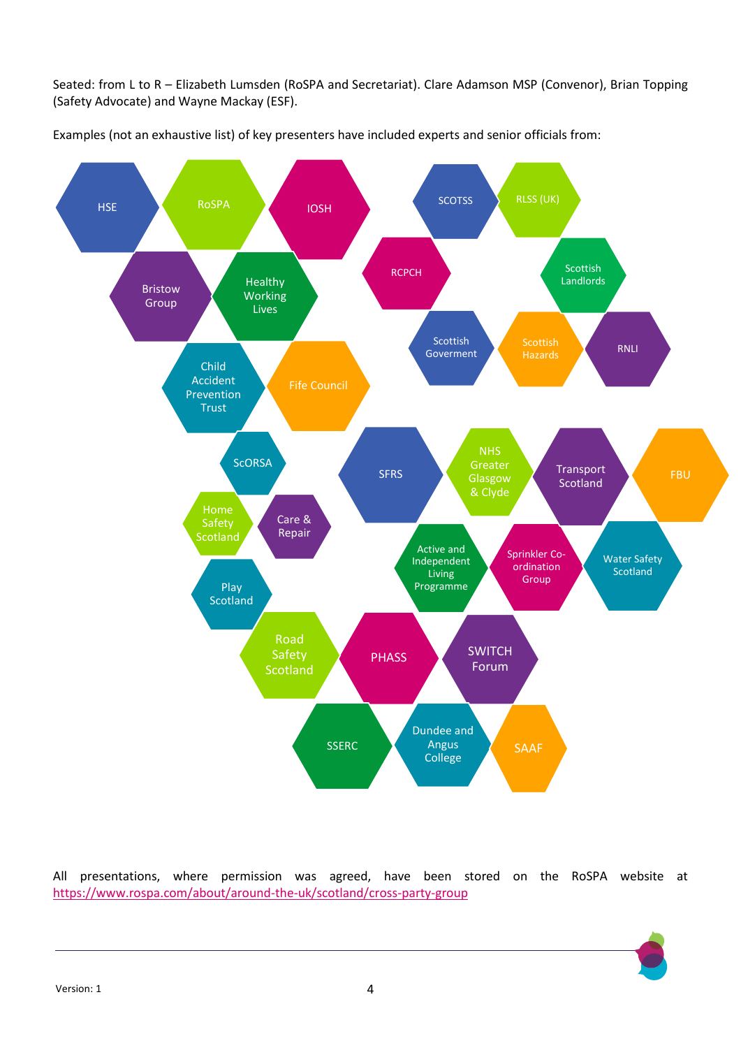Seated: from L to R – Elizabeth Lumsden (RoSPA and Secretariat). Clare Adamson MSP (Convenor), Brian Topping (Safety Advocate) and Wayne Mackay (ESF).

Examples (not an exhaustive list) of key presenters have included experts and senior officials from:

- HSE
- RoSPA
- IOSH
- SCOTSS
- RLSS (UK)
- Bristow Group
- Healthy Working Lives
- RCPCH
- Scottish Landlords
- Scottish Goverment
- Scottish Hazards
- RNLI
- Child Accident Prevention Trust
- Fife Council
- ScORSA
- SFRS
- NHS Greater Glasgow & Clyde
- Transport Scotland
- FBU
- Home Safety Scotland
- Care & Repair
- Active and Independent Living Programme
- Sprinkler Co-ordination Group
- Water Safety Scotland
- Play Scotland
- Road Safety Scotland
- PHASS
- SWITCH Forum
- SSERC
- Dundee and Angus College
- SAAF

All presentations, where permission was agreed, have been stored on the RoSPA website at https://www.rospa.com/about/around-the-uk/scotland/cross-party-group

Version: 1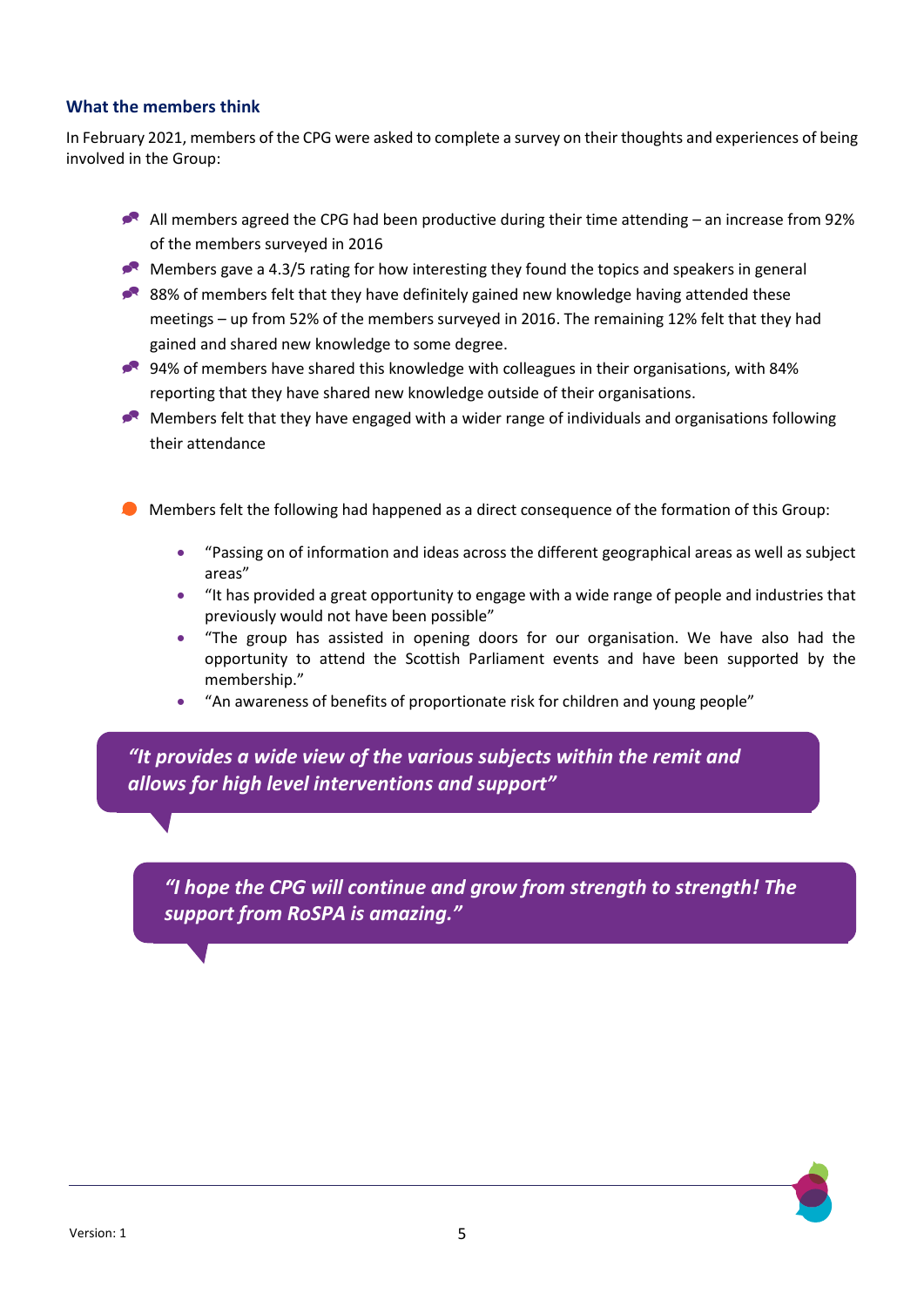### What the members think

In February 2021, members of the CPG were asked to complete a survey on their thoughts and experiences of being involved in the Group:

- All members agreed the CPG had been productive during their time attending – an increase from 92% of the members surveyed in 2016
- Members gave a 4.3/5 rating for how interesting they found the topics and speakers in general
- 88% of members felt that they have definitely gained new knowledge having attended these meetings – up from 52% of the members surveyed in 2016. The remaining 12% felt that they had gained and shared new knowledge to some degree.
- 94% of members have shared this knowledge with colleagues in their organisations, with 84% reporting that they have shared new knowledge outside of their organisations.
- Members felt that they have engaged with a wider range of individuals and organisations following their attendance

- Members felt the following had happened as a direct consequence of the formation of this Group:
  - "Passing on of information and ideas across the different geographical areas as well as subject areas"
  - "It has provided a great opportunity to engage with a wide range of people and industries that previously would not have been possible"
  - "The group has assisted in opening doors for our organisation. We have also had the opportunity to attend the Scottish Parliament events and have been supported by the membership."
  - "An awareness of benefits of proportionate risk for children and young people"

> ***"It provides a wide view of the various subjects within the remit and allows for high level interventions and support"***

> ***"I hope the CPG will continue and grow from strength to strength! The support from RoSPA is amazing."***

Version: 1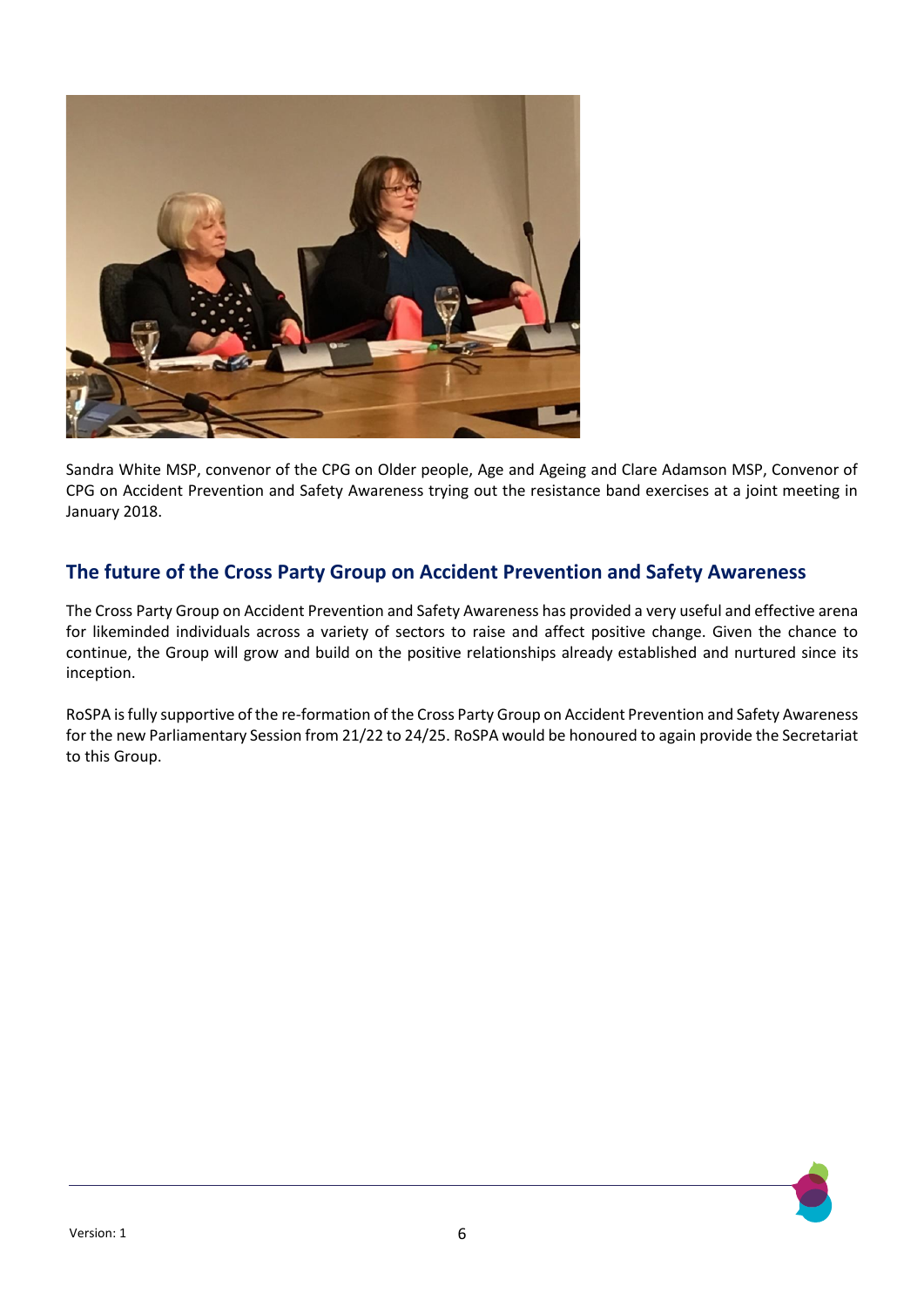Sandra White MSP, convenor of the CPG on Older people, Age and Ageing and Clare Adamson MSP, Convenor of CPG on Accident Prevention and Safety Awareness trying out the resistance band exercises at a joint meeting in January 2018.

## The future of the Cross Party Group on Accident Prevention and Safety Awareness

The Cross Party Group on Accident Prevention and Safety Awareness has provided a very useful and effective arena for likeminded individuals across a variety of sectors to raise and affect positive change. Given the chance to continue, the Group will grow and build on the positive relationships already established and nurtured since its inception.

RoSPA is fully supportive of the re-formation of the Cross Party Group on Accident Prevention and Safety Awareness for the new Parliamentary Session from 21/22 to 24/25. RoSPA would be honoured to again provide the Secretariat to this Group.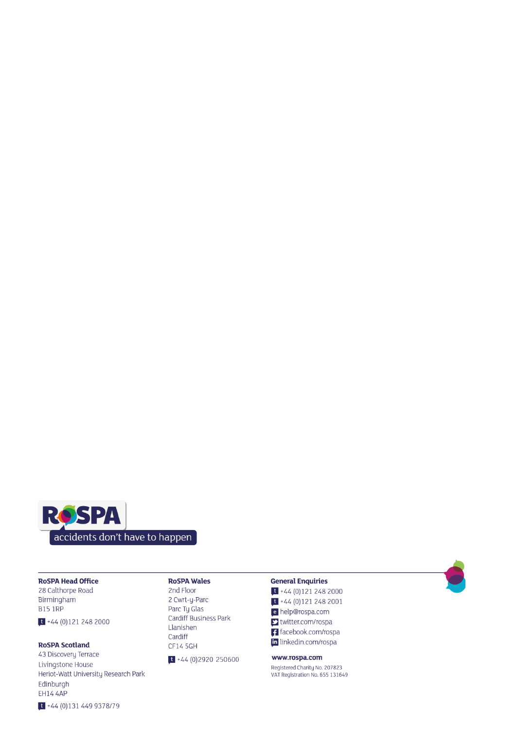RoSPA

accidents don't have to happen

**RoSPA Head Office**
28 Calthorpe Road
Birmingham
B15 1RP

t +44 (0)121 248 2000

**RoSPA Scotland**
43 Discovery Terrace
Livingstone House
Heriot-Watt University Research Park
Edinburgh
EH14 4AP

t +44 (0)131 449 9378/79

**RoSPA Wales**
2nd Floor
2 Cwrt-y-Parc
Parc Ty Glas
Cardiff Business Park
Llanishen
Cardiff
CF14 5GH

t +44 (0)2920 250600

**General Enquiries**
t +44 (0)121 248 2000
t +44 (0)121 248 2001
e help@rospa.com
twitter.com/rospa
facebook.com/rospa
linkedin.com/rospa

**www.rospa.com**
Registered Charity No. 207823
VAT Registration No. 655 131649